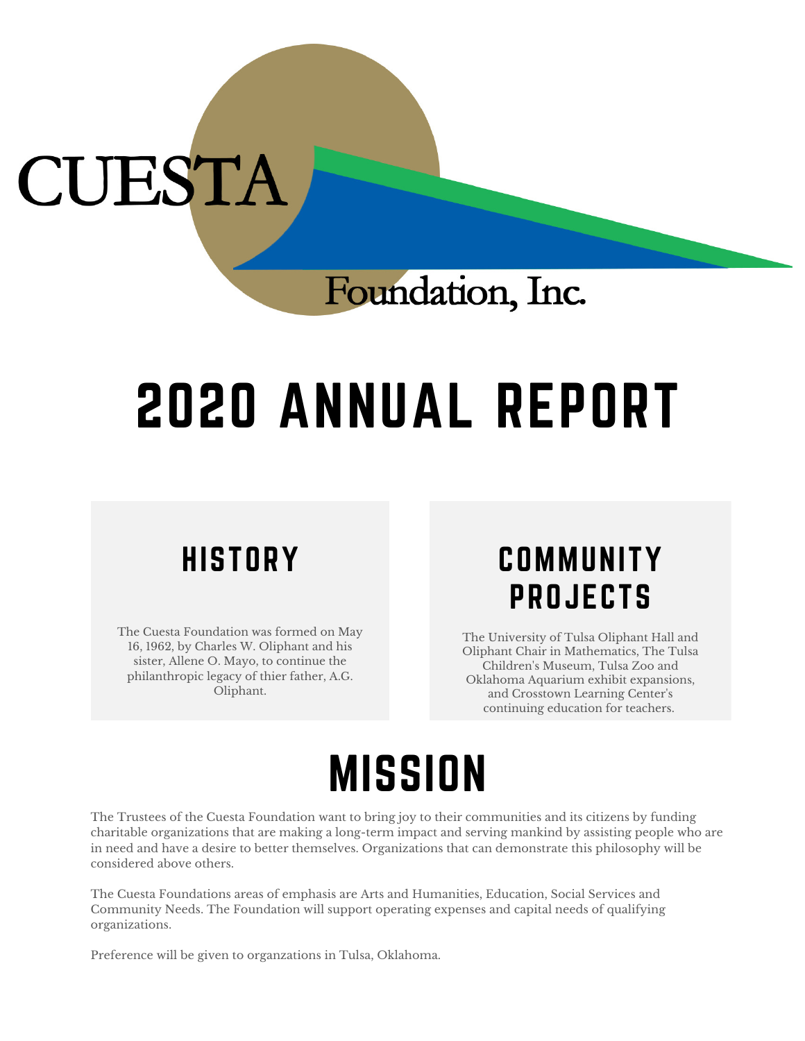CUESTA

Foundation, Inc.

# 2020 ANNUAL REPORT

## HISTORY

The Cuesta Foundation was formed on May 16, 1962, by Charles W. Oliphant and his sister, Allene O. Mayo, to continue the philanthropic legacy of thier father, A.G. Oliphant.

## COMMUNITY PROJECTS

The University of Tulsa Oliphant Hall and Oliphant Chair in Mathematics, The Tulsa Children's Museum, Tulsa Zoo and Oklahoma Aquarium exhibit expansions, and Crosstown Learning Center's continuing education for teachers.

## MISSION

The Trustees of the Cuesta Foundation want to bring joy to their communities and its citizens by funding charitable organizations that are making a long-term impact and serving mankind by assisting people who are in need and have a desire to better themselves. Organizations that can demonstrate this philosophy will be considered above others.

The Cuesta Foundations areas of emphasis are Arts and Humanities, Education, Social Services and Community Needs. The Foundation will support operating expenses and capital needs of qualifying organizations.

Preference will be given to organzations in Tulsa, Oklahoma.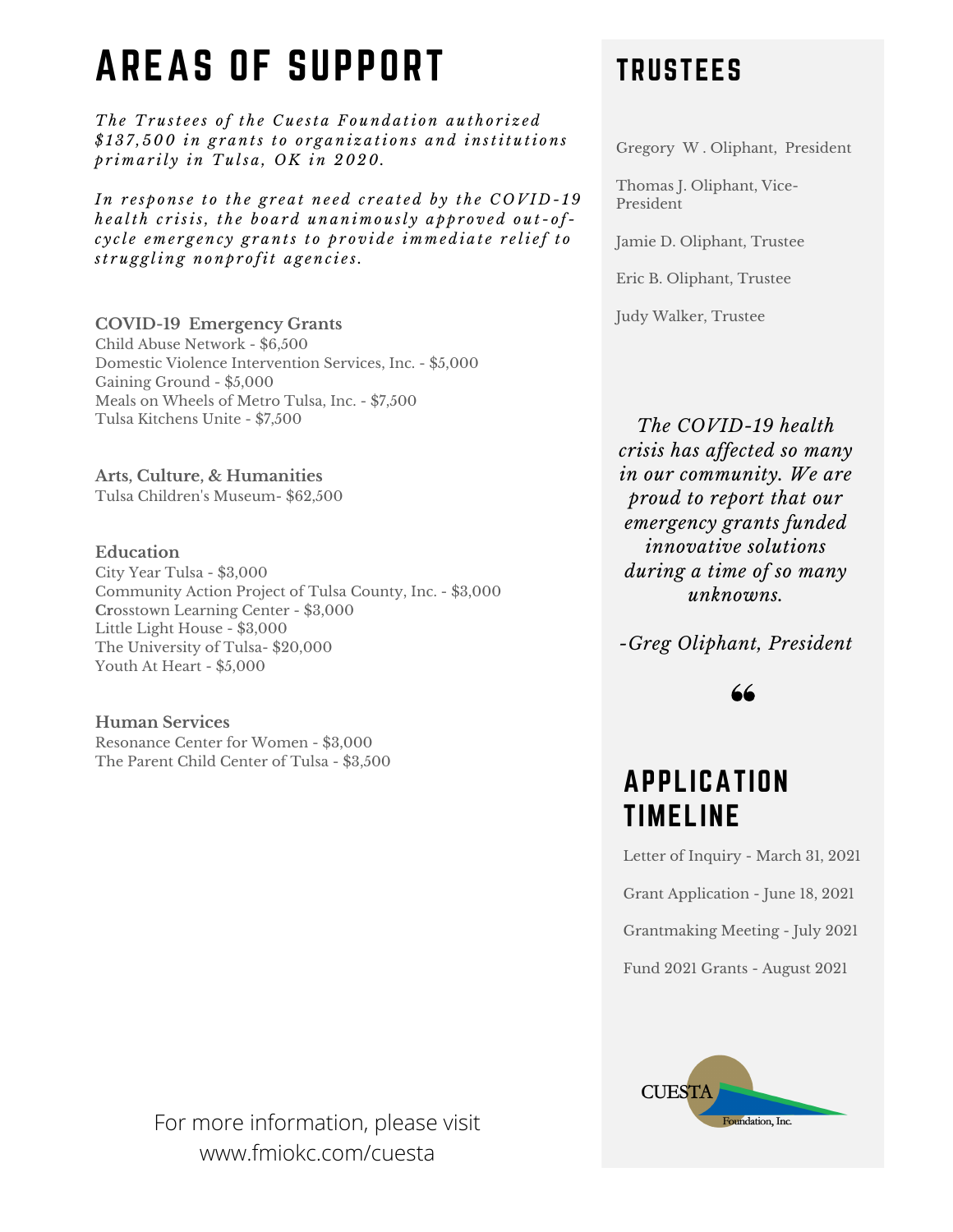# AREAS OF SUPPORT

*The Trustees of the Cuesta Foundation authorized $137,500 in grants to organizations and institutions primarily in Tulsa, OK in 2020.*

*In response to the great need created by the COVID-19 health crisis, the board unanimously approved out-of-cycle emergency grants to provide immediate relief to struggling nonprofit agencies.*

**COVID-19 Emergency Grants**
Child Abuse Network - $6,500
Domestic Violence Intervention Services, Inc. - $5,000
Gaining Ground - $5,000
Meals on Wheels of Metro Tulsa, Inc. - $7,500
Tulsa Kitchens Unite - $7,500

**Arts, Culture, & Humanities**
Tulsa Children's Museum- $62,500

**Education**
City Year Tulsa - $3,000
Community Action Project of Tulsa County, Inc. - $3,000
Crosstown Learning Center - $3,000
Little Light House - $3,000
The University of Tulsa- $20,000
Youth At Heart - $5,000

**Human Services**
Resonance Center for Women - $3,000
The Parent Child Center of Tulsa - $3,500

For more information, please visit
www.fmiokc.com/cuesta

## TRUSTEES

Gregory W . Oliphant, President

Thomas J. Oliphant, Vice-President

Jamie D. Oliphant, Trustee

Eric B. Oliphant, Trustee

Judy Walker, Trustee

*The COVID-19 health crisis has affected so many in our community. We are proud to report that our emergency grants funded innovative solutions during a time of so many unknowns.*

*-Greg Oliphant, President*

## APPLICATION TIMELINE

Letter of Inquiry - March 31, 2021

Grant Application - June 18, 2021

Grantmaking Meeting - July 2021

Fund 2021 Grants - August 2021

CUESTA Foundation, Inc.